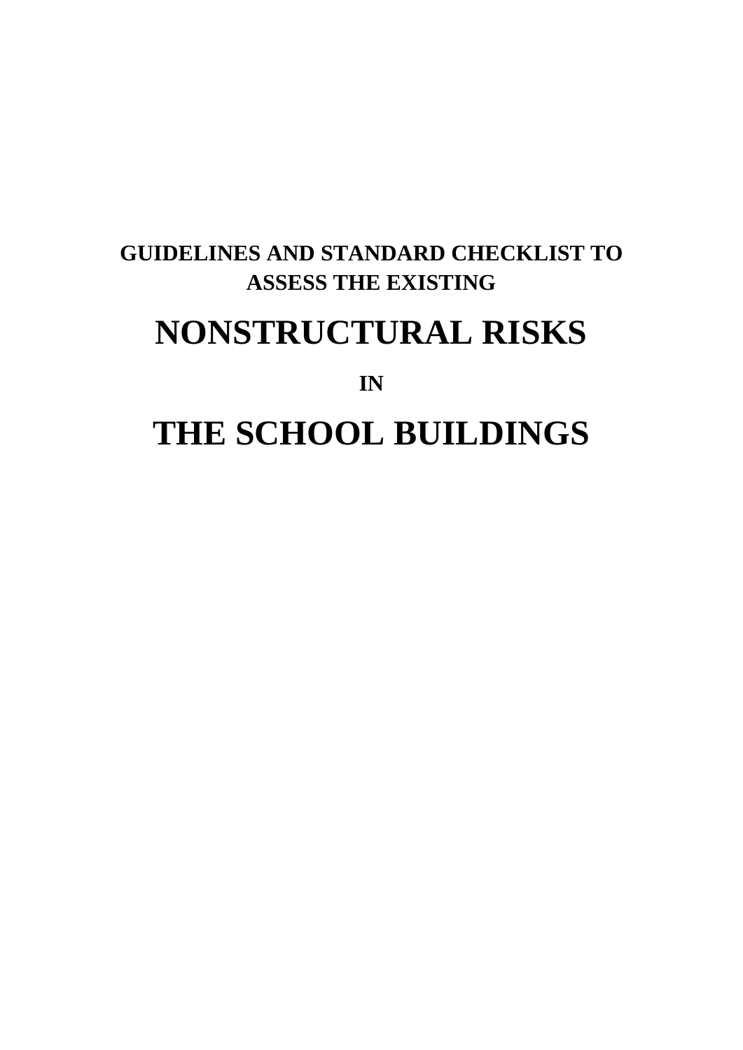**GUIDELINES AND STANDARD CHECKLIST TO ASSESS THE EXISTING**

# NONSTRUCTURAL RISKS

**IN**

# THE SCHOOL BUILDINGS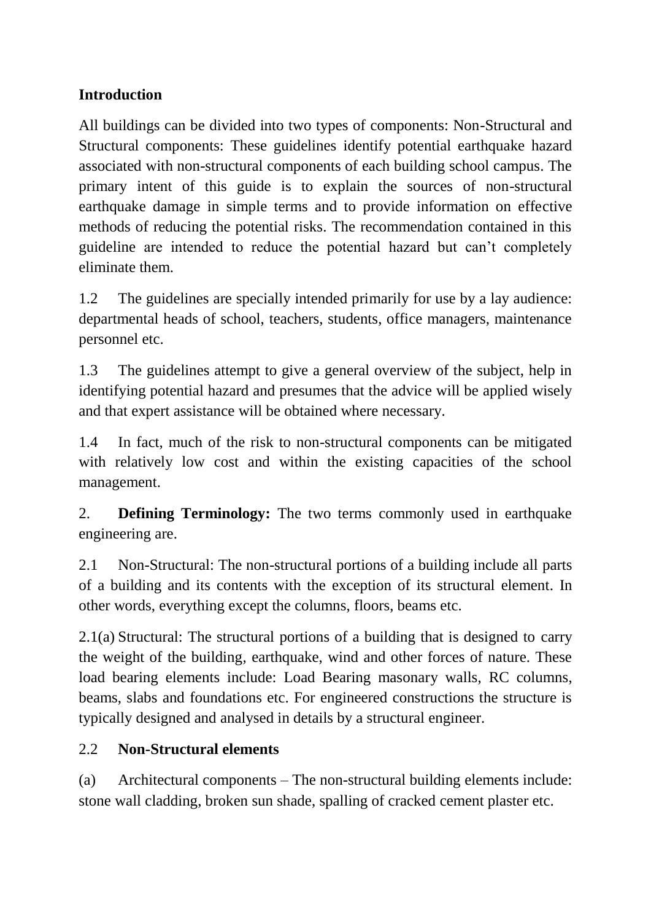## Introduction

All buildings can be divided into two types of components: Non-Structural and Structural components: These guidelines identify potential earthquake hazard associated with non-structural components of each building school campus. The primary intent of this guide is to explain the sources of non-structural earthquake damage in simple terms and to provide information on effective methods of reducing the potential risks. The recommendation contained in this guideline are intended to reduce the potential hazard but can't completely eliminate them.

1.2 The guidelines are specially intended primarily for use by a lay audience: departmental heads of school, teachers, students, office managers, maintenance personnel etc.

1.3 The guidelines attempt to give a general overview of the subject, help in identifying potential hazard and presumes that the advice will be applied wisely and that expert assistance will be obtained where necessary.

1.4 In fact, much of the risk to non-structural components can be mitigated with relatively low cost and within the existing capacities of the school management.

2. **Defining Terminology:** The two terms commonly used in earthquake engineering are.

2.1 Non-Structural: The non-structural portions of a building include all parts of a building and its contents with the exception of its structural element. In other words, everything except the columns, floors, beams etc.

2.1(a) Structural: The structural portions of a building that is designed to carry the weight of the building, earthquake, wind and other forces of nature. These load bearing elements include: Load Bearing masonary walls, RC columns, beams, slabs and foundations etc. For engineered constructions the structure is typically designed and analysed in details by a structural engineer.

2.2 **Non-Structural elements**

(a) Architectural components – The non-structural building elements include: stone wall cladding, broken sun shade, spalling of cracked cement plaster etc.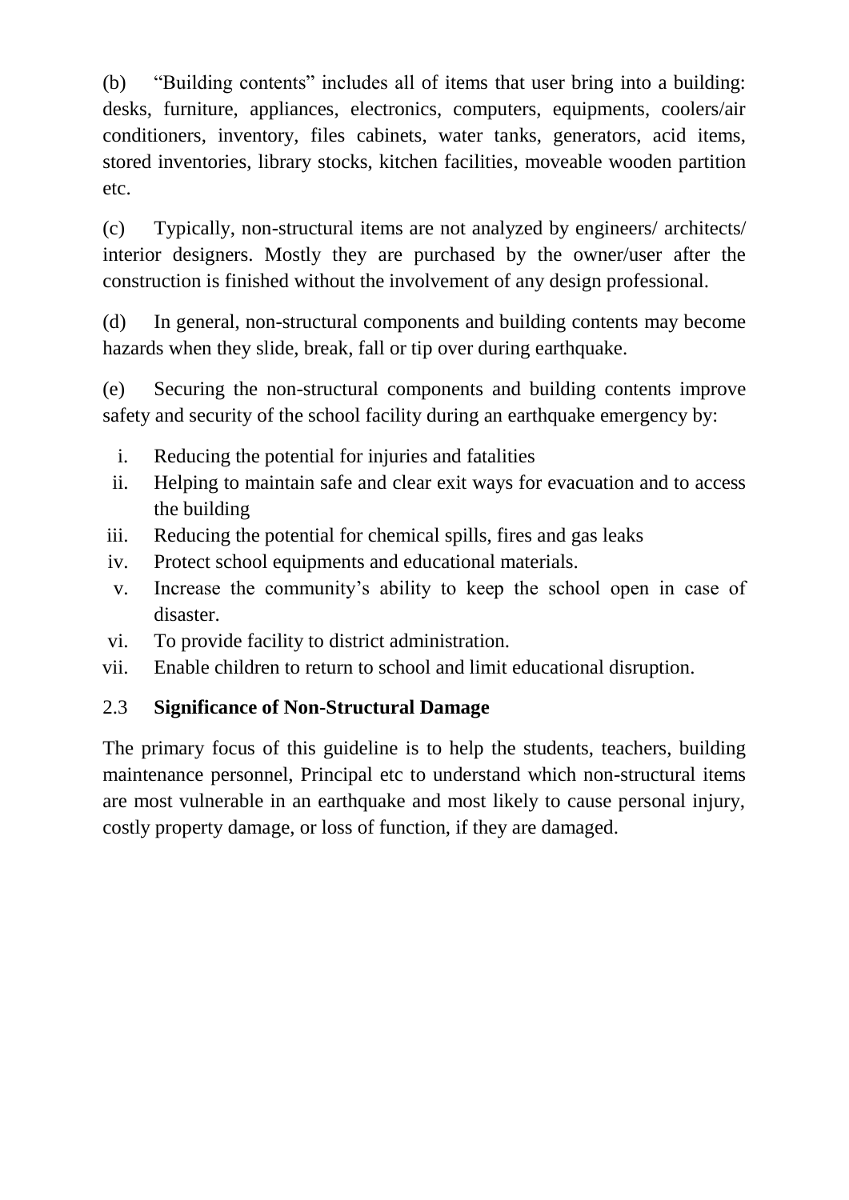(b) "Building contents" includes all of items that user bring into a building: desks, furniture, appliances, electronics, computers, equipments, coolers/air conditioners, inventory, files cabinets, water tanks, generators, acid items, stored inventories, library stocks, kitchen facilities, moveable wooden partition etc.

(c) Typically, non-structural items are not analyzed by engineers/ architects/ interior designers. Mostly they are purchased by the owner/user after the construction is finished without the involvement of any design professional.

(d) In general, non-structural components and building contents may become hazards when they slide, break, fall or tip over during earthquake.

(e) Securing the non-structural components and building contents improve safety and security of the school facility during an earthquake emergency by:

i. Reducing the potential for injuries and fatalities
ii. Helping to maintain safe and clear exit ways for evacuation and to access the building
iii. Reducing the potential for chemical spills, fires and gas leaks
iv. Protect school equipments and educational materials.
v. Increase the community's ability to keep the school open in case of disaster.
vi. To provide facility to district administration.
vii. Enable children to return to school and limit educational disruption.

## 2.3 Significance of Non-Structural Damage

The primary focus of this guideline is to help the students, teachers, building maintenance personnel, Principal etc to understand which non-structural items are most vulnerable in an earthquake and most likely to cause personal injury, costly property damage, or loss of function, if they are damaged.